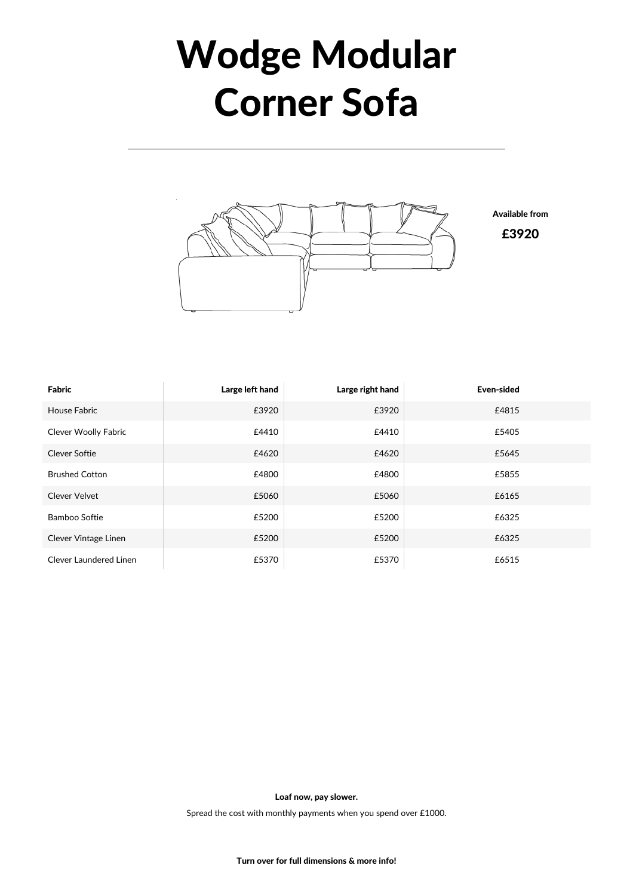# Wodge Modular Corner Sofa

**Available from**

**£3920**

| Fabric | Large left hand | Large right hand | Even-sided |
|---|---|---|---|
| House Fabric | £3920 | £3920 | £4815 |
| Clever Woolly Fabric | £4410 | £4410 | £5405 |
| Clever Softie | £4620 | £4620 | £5645 |
| Brushed Cotton | £4800 | £4800 | £5855 |
| Clever Velvet | £5060 | £5060 | £6165 |
| Bamboo Softie | £5200 | £5200 | £6325 |
| Clever Vintage Linen | £5200 | £5200 | £6325 |
| Clever Laundered Linen | £5370 | £5370 | £6515 |

**Loaf now, pay slower.**

Spread the cost with monthly payments when you spend over £1000.

**Turn over for full dimensions & more info!**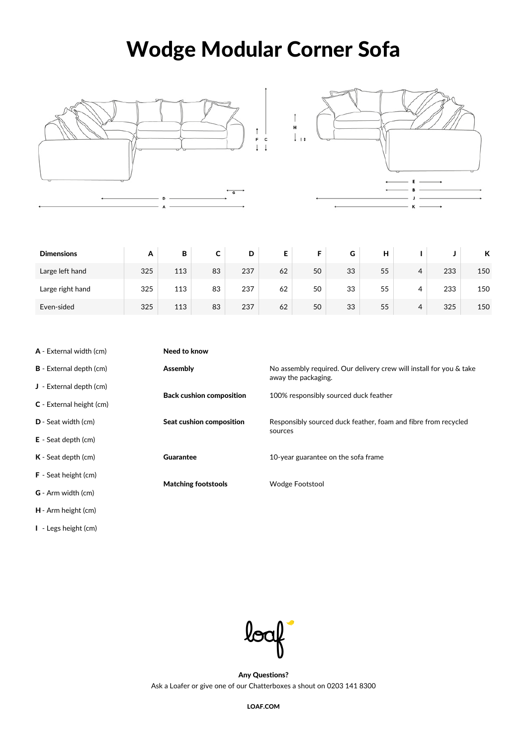# Wodge Modular Corner Sofa

| Dimensions | A | B | C | D | E | F | G | H | I | J | K |
|---|---|---|---|---|---|---|---|---|---|---|---|
| Large left hand | 325 | 113 | 83 | 237 | 62 | 50 | 33 | 55 | 4 | 233 | 150 |
| Large right hand | 325 | 113 | 83 | 237 | 62 | 50 | 33 | 55 | 4 | 233 | 150 |
| Even-sided | 325 | 113 | 83 | 237 | 62 | 50 | 33 | 55 | 4 | 325 | 150 |

**A** - External width (cm)

**B** - External depth (cm)

**J** - External depth (cm)

**C** - External height (cm)

**D** - Seat width (cm)

**E** - Seat depth (cm)

**K** - Seat depth (cm)

**F** - Seat height (cm)

**G** - Arm width (cm)

**H** - Arm height (cm)

**I** - Legs height (cm)

**Need to know**

| | |
|---|---|
| **Assembly** | No assembly required. Our delivery crew will install for you & take away the packaging. |
| **Back cushion composition** | 100% responsibly sourced duck feather |
| **Seat cushion composition** | Responsibly sourced duck feather, foam and fibre from recycled sources |
| **Guarantee** | 10-year guarantee on the sofa frame |
| **Matching footstools** | Wodge Footstool |

loaf

**Any Questions?**

Ask a Loafer or give one of our Chatterboxes a shout on 0203 141 8300

**LOAF.COM**